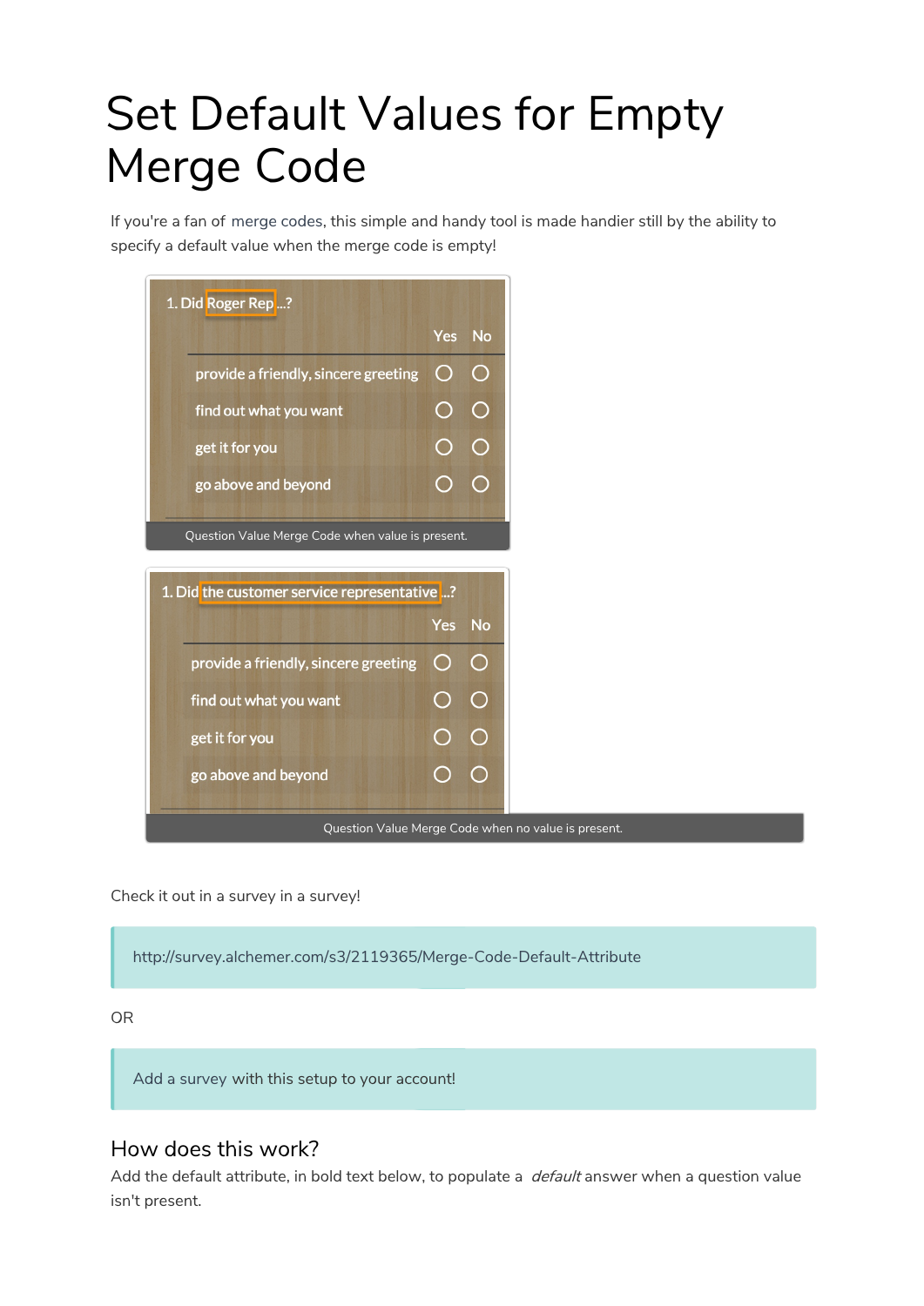# Set Default Values for Empty Merge Code

If you're a fan of merge codes, this simple and handy tool is made handier still by the ability to specify a default value when the merge code is empty!

1. Did Roger Rep ...?

| | Yes | No |
|---|---|---|
| provide a friendly, sincere greeting | ○ | ○ |
| find out what you want | ○ | ○ |
| get it for you | ○ | ○ |
| go above and beyond | ○ | ○ |

Question Value Merge Code when value is present.

1. Did the customer service representative ...?

| | Yes | No |
|---|---|---|
| provide a friendly, sincere greeting | ○ | ○ |
| find out what you want | ○ | ○ |
| get it for you | ○ | ○ |
| go above and beyond | ○ | ○ |

Question Value Merge Code when no value is present.

Check it out in a survey in a survey!

> http://survey.alchemer.com/s3/2119365/Merge-Code-Default-Attribute

OR

> Add a survey with this setup to your account!

## How does this work?

Add the default attribute, in bold text below, to populate a *default* answer when a question value isn't present.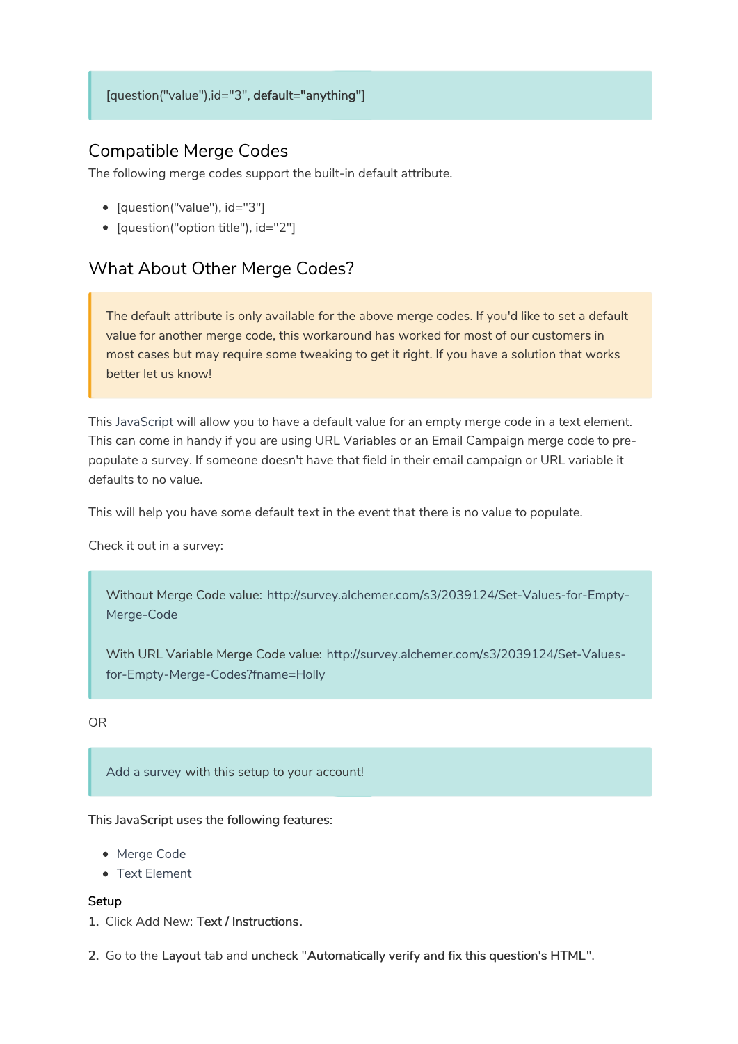> [question("value"),id="3", **default="anything"**]

## Compatible Merge Codes

The following merge codes support the built-in default attribute.

- [question("value"), id="3"]
- [question("option title"), id="2"]

## What About Other Merge Codes?

> The default attribute is only available for the above merge codes. If you'd like to set a default value for another merge code, this workaround has worked for most of our customers in most cases but may require some tweaking to get it right. If you have a solution that works better let us know!

This JavaScript will allow you to have a default value for an empty merge code in a text element. This can come in handy if you are using URL Variables or an Email Campaign merge code to pre-populate a survey. If someone doesn't have that field in their email campaign or URL variable it defaults to no value.

This will help you have some default text in the event that there is no value to populate.

Check it out in a survey:

> Without Merge Code value: http://survey.alchemer.com/s3/2039124/Set-Values-for-Empty-Merge-Code
>
> With URL Variable Merge Code value: http://survey.alchemer.com/s3/2039124/Set-Values-for-Empty-Merge-Codes?fname=Holly

OR

> Add a survey with this setup to your account!

**This JavaScript uses the following features:**

- Merge Code
- Text Element

**Setup**

1. Click Add New: **Text / Instructions**.

2. Go to the **Layout** tab and **uncheck "Automatically verify and fix this question's HTML"**.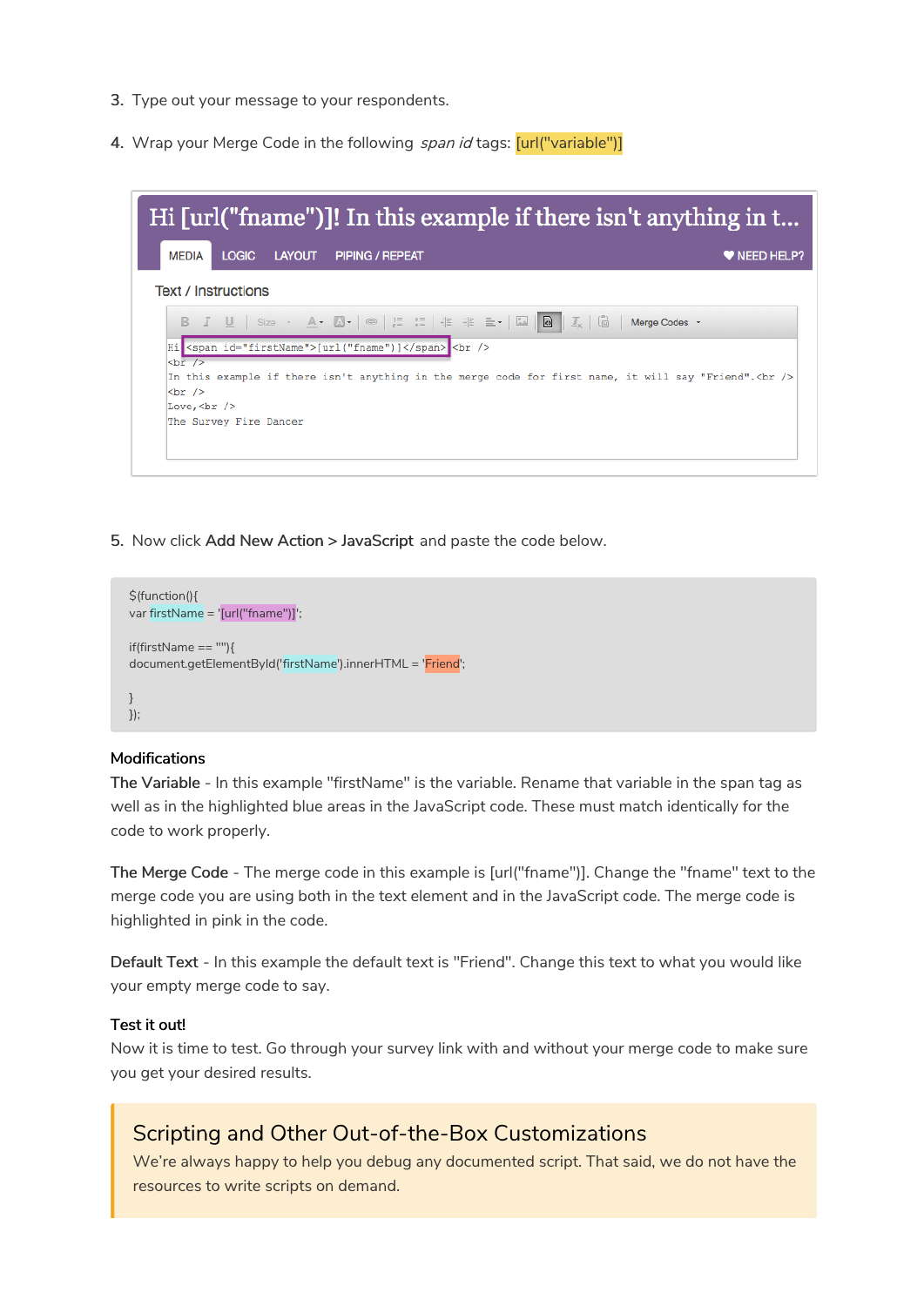3. Type out your message to your respondents.

4. Wrap your Merge Code in the following *span id* tags: [url("variable")]

Hi [url("fname")]! In this example if there isn't anything in t...

MEDIA LOGIC LAYOUT PIPING / REPEAT ❤ NEED HELP?

Text / Instructions

```
Hi <span id="firstName">[url("fname")]</span> <br />
<br />
In this example if there isn't anything in the merge code for first name, it will say "Friend".<br />
<br />
Love,<br />
The Survey Fire Dancer
```

5. Now click **Add New Action** > **JavaScript** and paste the code below.

```
$(function(){
var firstName = '[url("fname")]';

if(firstName == ""){
document.getElementById('firstName').innerHTML = 'Friend';

}
});
```

**Modifications**

**The Variable** - In this example "firstName" is the variable. Rename that variable in the span tag as well as in the highlighted blue areas in the JavaScript code. These must match identically for the code to work properly.

**The Merge Code** - The merge code in this example is [url("fname")]. Change the "fname" text to the merge code you are using both in the text element and in the JavaScript code. The merge code is highlighted in pink in the code.

**Default Text** - In this example the default text is "Friend". Change this text to what you would like your empty merge code to say.

**Test it out!**

Now it is time to test. Go through your survey link with and without your merge code to make sure you get your desired results.

> ## Scripting and Other Out-of-the-Box Customizations
>
> We're always happy to help you debug any documented script. That said, we do not have the resources to write scripts on demand.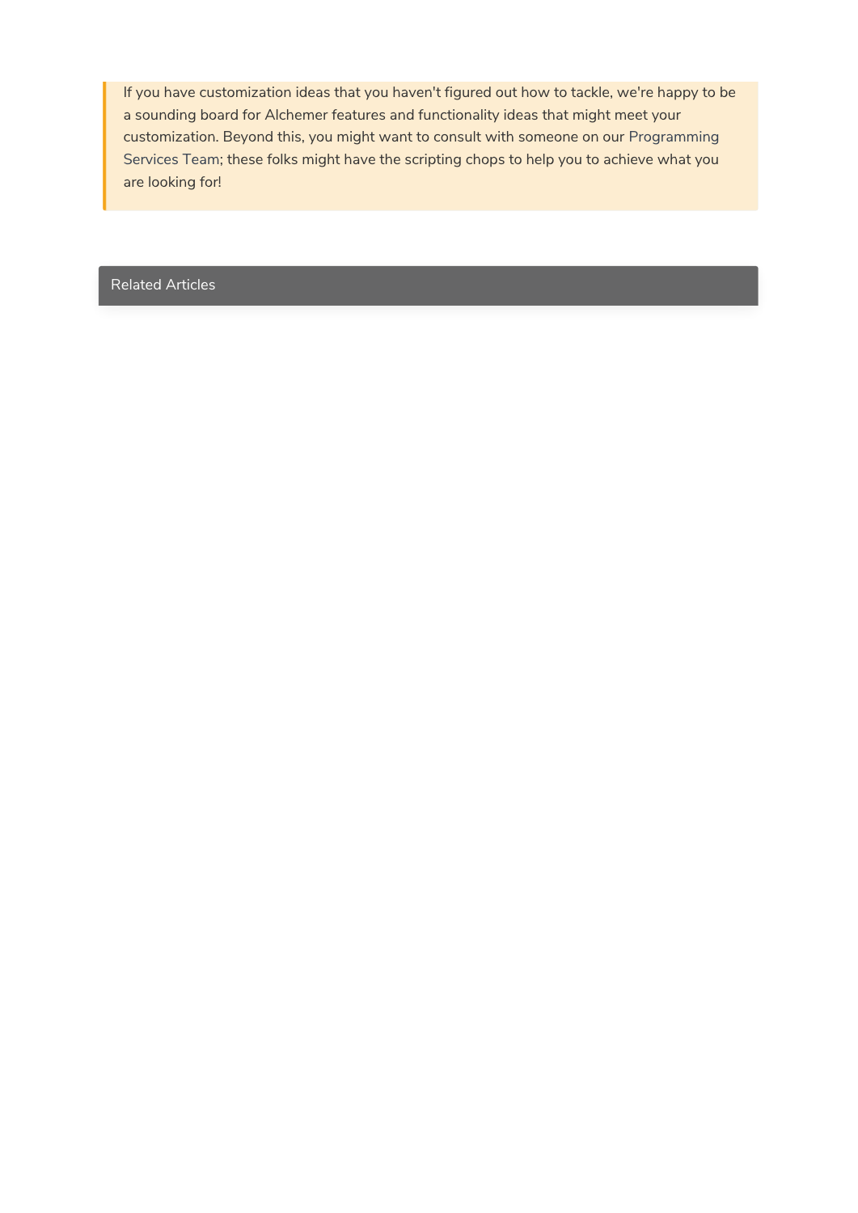> If you have customization ideas that you haven't figured out how to tackle, we're happy to be a sounding board for Alchemer features and functionality ideas that might meet your customization. Beyond this, you might want to consult with someone on our Programming Services Team; these folks might have the scripting chops to help you to achieve what you are looking for!

## Related Articles